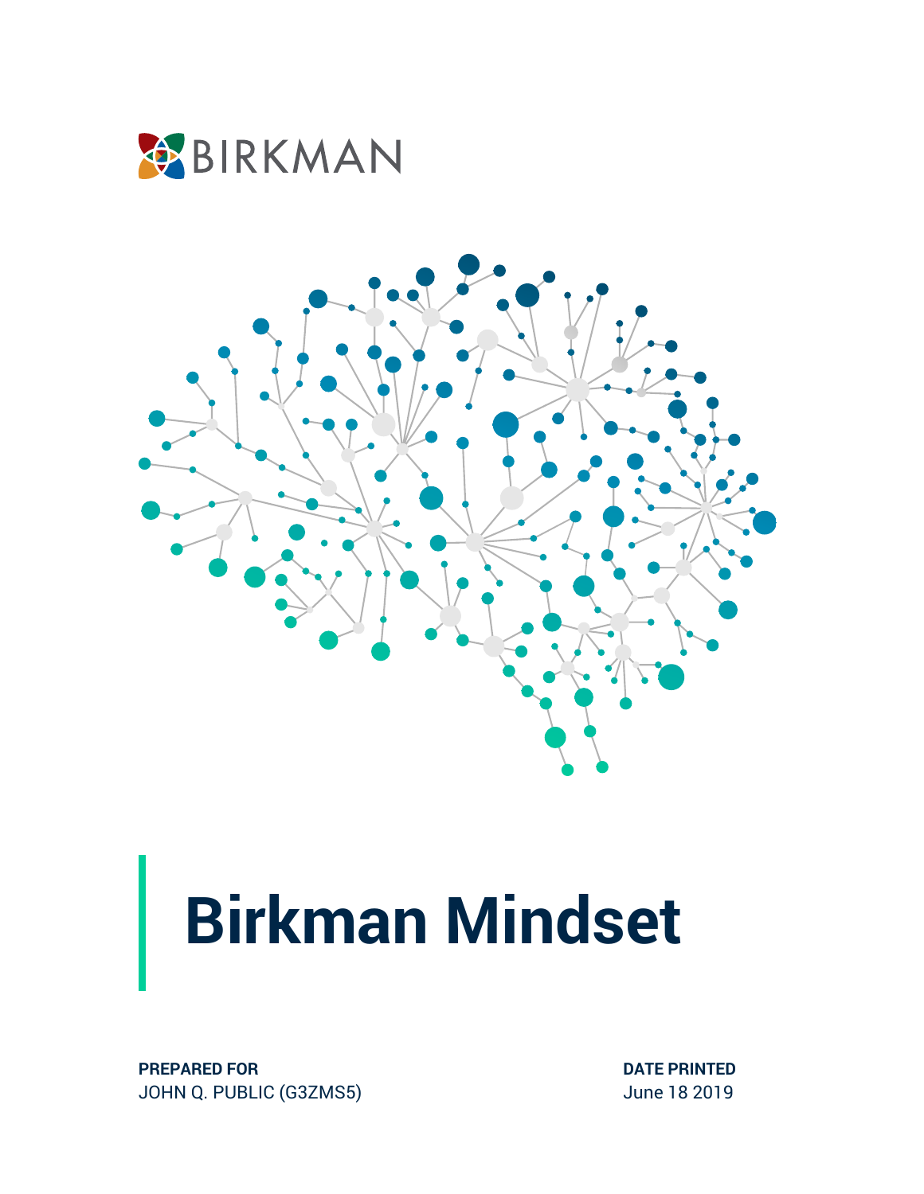BIRKMAN

# Birkman Mindset

**PREPARED FOR**
JOHN Q. PUBLIC (G3ZMS5)

**DATE PRINTED**
June 18 2019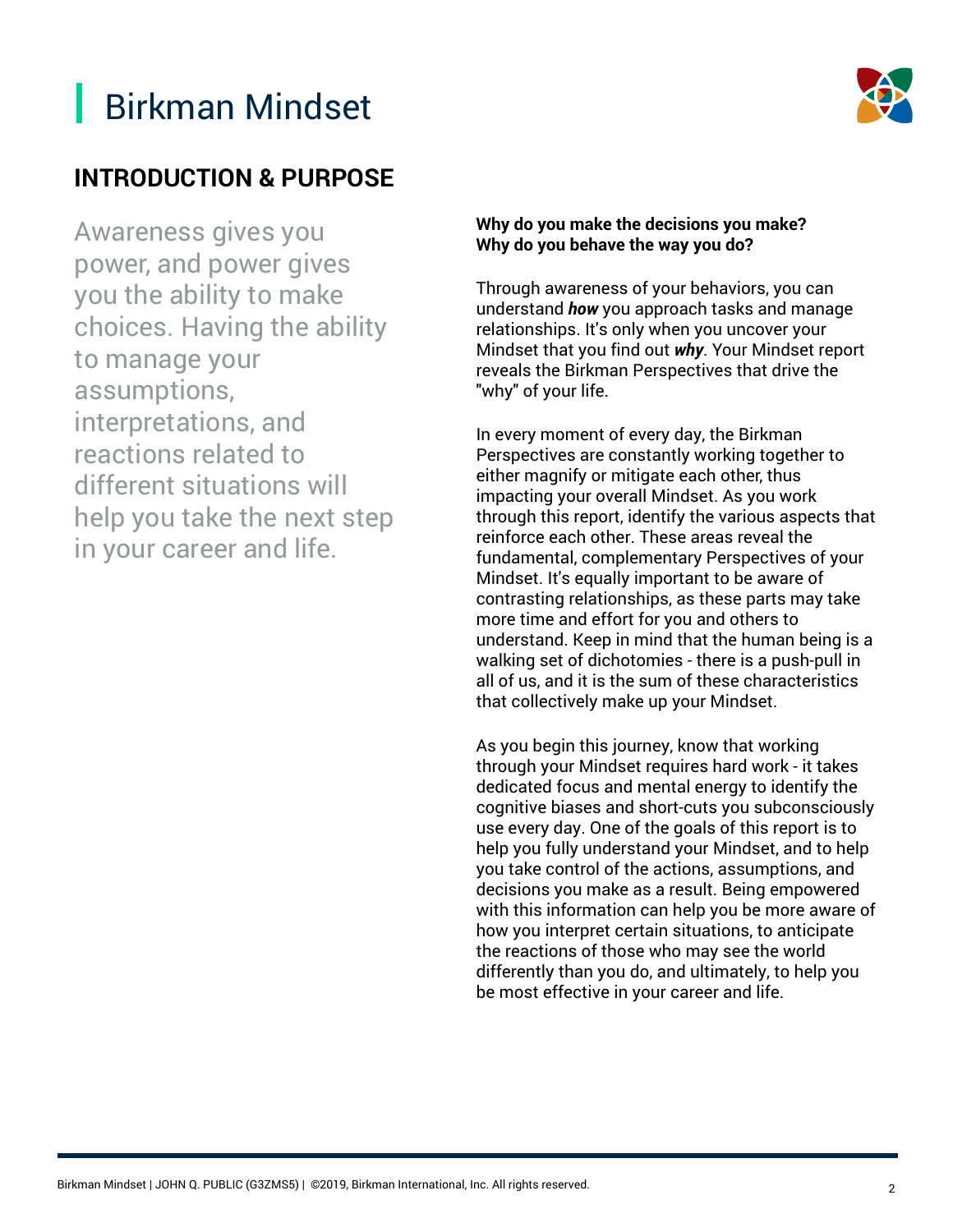# Birkman Mindset

## INTRODUCTION & PURPOSE

Awareness gives you power, and power gives you the ability to make choices. Having the ability to manage your assumptions, interpretations, and reactions related to different situations will help you take the next step in your career and life.

**Why do you make the decisions you make?**
**Why do you behave the way you do?**

Through awareness of your behaviors, you can understand ***how*** you approach tasks and manage relationships. It's only when you uncover your Mindset that you find out ***why***. Your Mindset report reveals the Birkman Perspectives that drive the "why" of your life.

In every moment of every day, the Birkman Perspectives are constantly working together to either magnify or mitigate each other, thus impacting your overall Mindset. As you work through this report, identify the various aspects that reinforce each other. These areas reveal the fundamental, complementary Perspectives of your Mindset. It's equally important to be aware of contrasting relationships, as these parts may take more time and effort for you and others to understand. Keep in mind that the human being is a walking set of dichotomies - there is a push-pull in all of us, and it is the sum of these characteristics that collectively make up your Mindset.

As you begin this journey, know that working through your Mindset requires hard work - it takes dedicated focus and mental energy to identify the cognitive biases and short-cuts you subconsciously use every day. One of the goals of this report is to help you fully understand your Mindset, and to help you take control of the actions, assumptions, and decisions you make as a result. Being empowered with this information can help you be more aware of how you interpret certain situations, to anticipate the reactions of those who may see the world differently than you do, and ultimately, to help you be most effective in your career and life.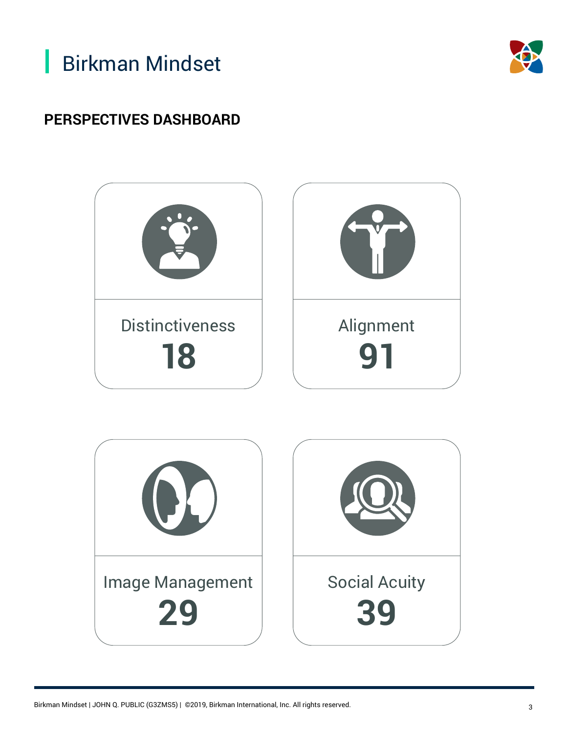# Birkman Mindset

## PERSPECTIVES DASHBOARD

**Distinctiveness**
**18**

**Alignment**
**91**

**Image Management**
**29**

**Social Acuity**
**39**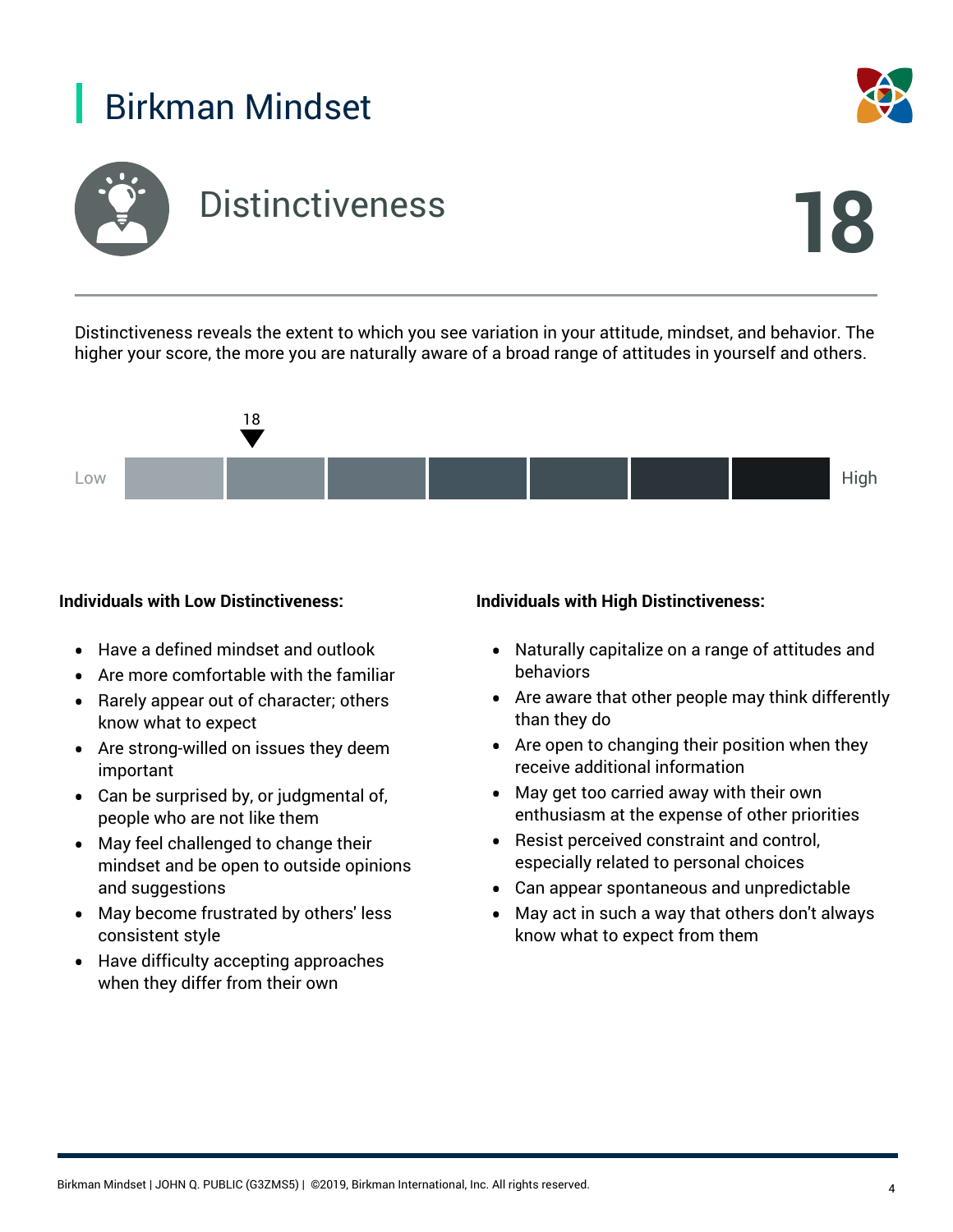# Birkman Mindset

## Distinctiveness

**18**

Distinctiveness reveals the extent to which you see variation in your attitude, mindset, and behavior. The higher your score, the more you are naturally aware of a broad range of attitudes in yourself and others.

18

Low ▼ High

**Individuals with Low Distinctiveness:**

- Have a defined mindset and outlook
- Are more comfortable with the familiar
- Rarely appear out of character; others know what to expect
- Are strong-willed on issues they deem important
- Can be surprised by, or judgmental of, people who are not like them
- May feel challenged to change their mindset and be open to outside opinions and suggestions
- May become frustrated by others' less consistent style
- Have difficulty accepting approaches when they differ from their own

**Individuals with High Distinctiveness:**

- Naturally capitalize on a range of attitudes and behaviors
- Are aware that other people may think differently than they do
- Are open to changing their position when they receive additional information
- May get too carried away with their own enthusiasm at the expense of other priorities
- Resist perceived constraint and control, especially related to personal choices
- Can appear spontaneous and unpredictable
- May act in such a way that others don't always know what to expect from them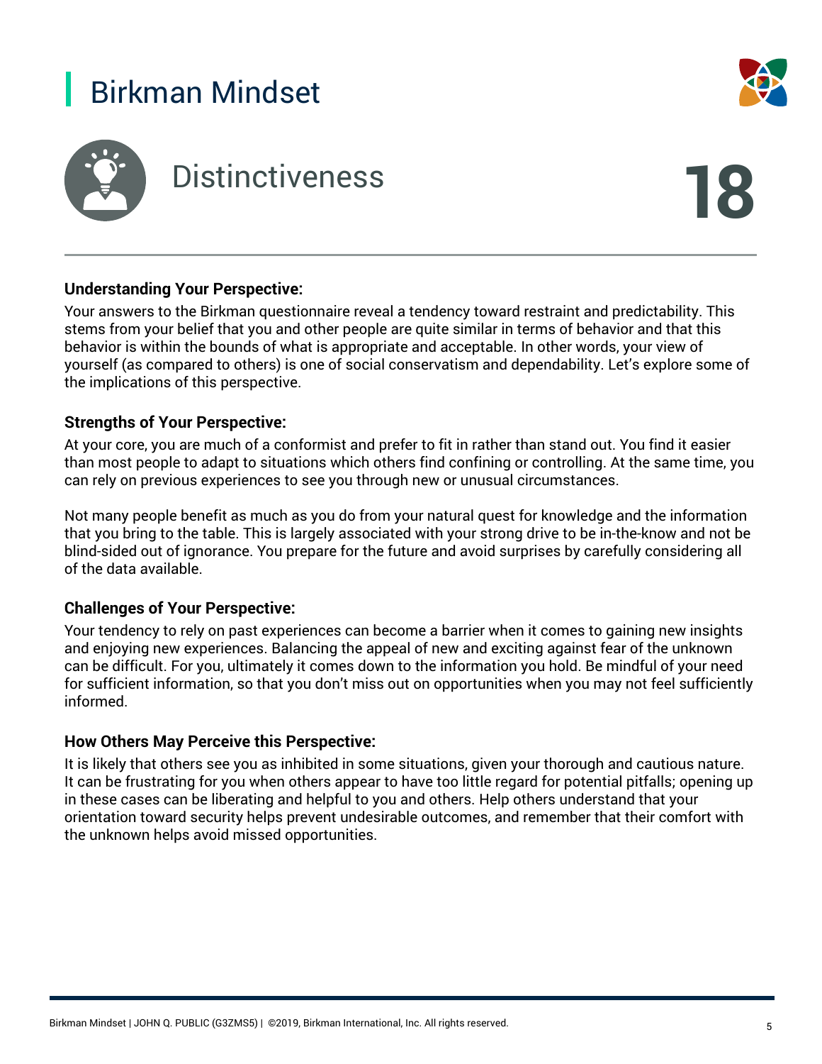# Birkman Mindset

## Distinctiveness

**18**

### Understanding Your Perspective:

Your answers to the Birkman questionnaire reveal a tendency toward restraint and predictability. This stems from your belief that you and other people are quite similar in terms of behavior and that this behavior is within the bounds of what is appropriate and acceptable. In other words, your view of yourself (as compared to others) is one of social conservatism and dependability. Let's explore some of the implications of this perspective.

### Strengths of Your Perspective:

At your core, you are much of a conformist and prefer to fit in rather than stand out. You find it easier than most people to adapt to situations which others find confining or controlling. At the same time, you can rely on previous experiences to see you through new or unusual circumstances.

Not many people benefit as much as you do from your natural quest for knowledge and the information that you bring to the table. This is largely associated with your strong drive to be in-the-know and not be blind-sided out of ignorance. You prepare for the future and avoid surprises by carefully considering all of the data available.

### Challenges of Your Perspective:

Your tendency to rely on past experiences can become a barrier when it comes to gaining new insights and enjoying new experiences. Balancing the appeal of new and exciting against fear of the unknown can be difficult. For you, ultimately it comes down to the information you hold. Be mindful of your need for sufficient information, so that you don't miss out on opportunities when you may not feel sufficiently informed.

### How Others May Perceive this Perspective:

It is likely that others see you as inhibited in some situations, given your thorough and cautious nature. It can be frustrating for you when others appear to have too little regard for potential pitfalls; opening up in these cases can be liberating and helpful to you and others. Help others understand that your orientation toward security helps prevent undesirable outcomes, and remember that their comfort with the unknown helps avoid missed opportunities.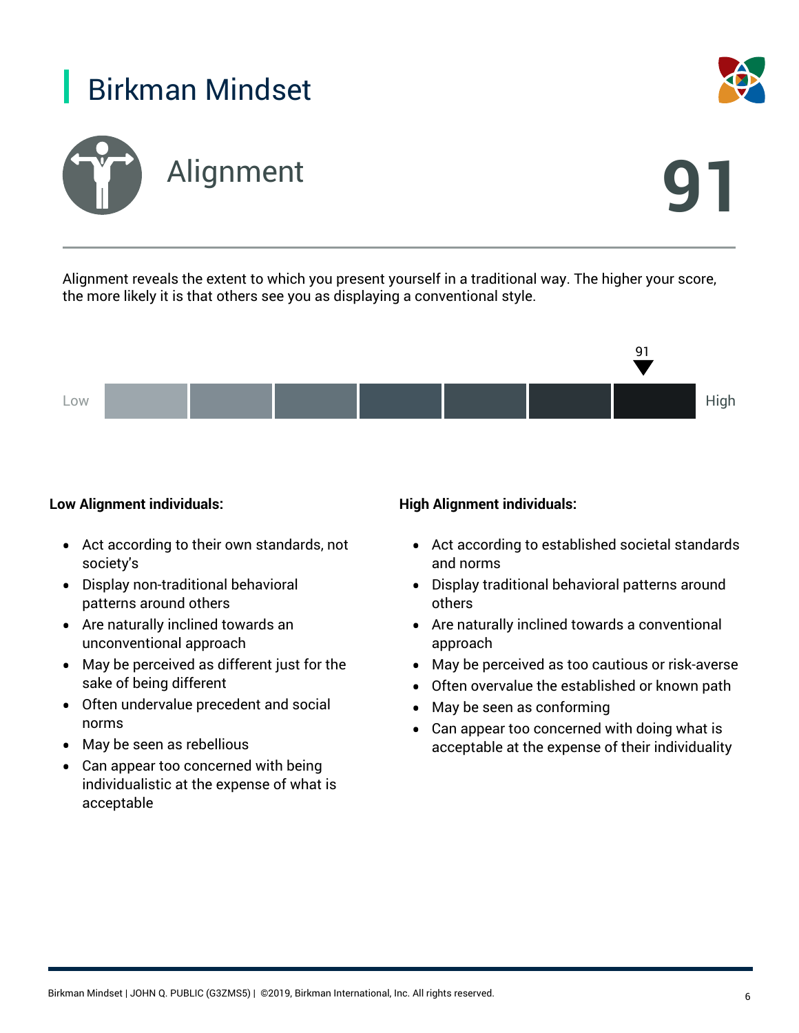# Birkman Mindset

## Alignment

91

Alignment reveals the extent to which you present yourself in a traditional way. The higher your score, the more likely it is that others see you as displaying a conventional style.

Low — 91 — High

**Low Alignment individuals:**

- Act according to their own standards, not society's
- Display non-traditional behavioral patterns around others
- Are naturally inclined towards an unconventional approach
- May be perceived as different just for the sake of being different
- Often undervalue precedent and social norms
- May be seen as rebellious
- Can appear too concerned with being individualistic at the expense of what is acceptable

**High Alignment individuals:**

- Act according to established societal standards and norms
- Display traditional behavioral patterns around others
- Are naturally inclined towards a conventional approach
- May be perceived as too cautious or risk-averse
- Often overvalue the established or known path
- May be seen as conforming
- Can appear too concerned with doing what is acceptable at the expense of their individuality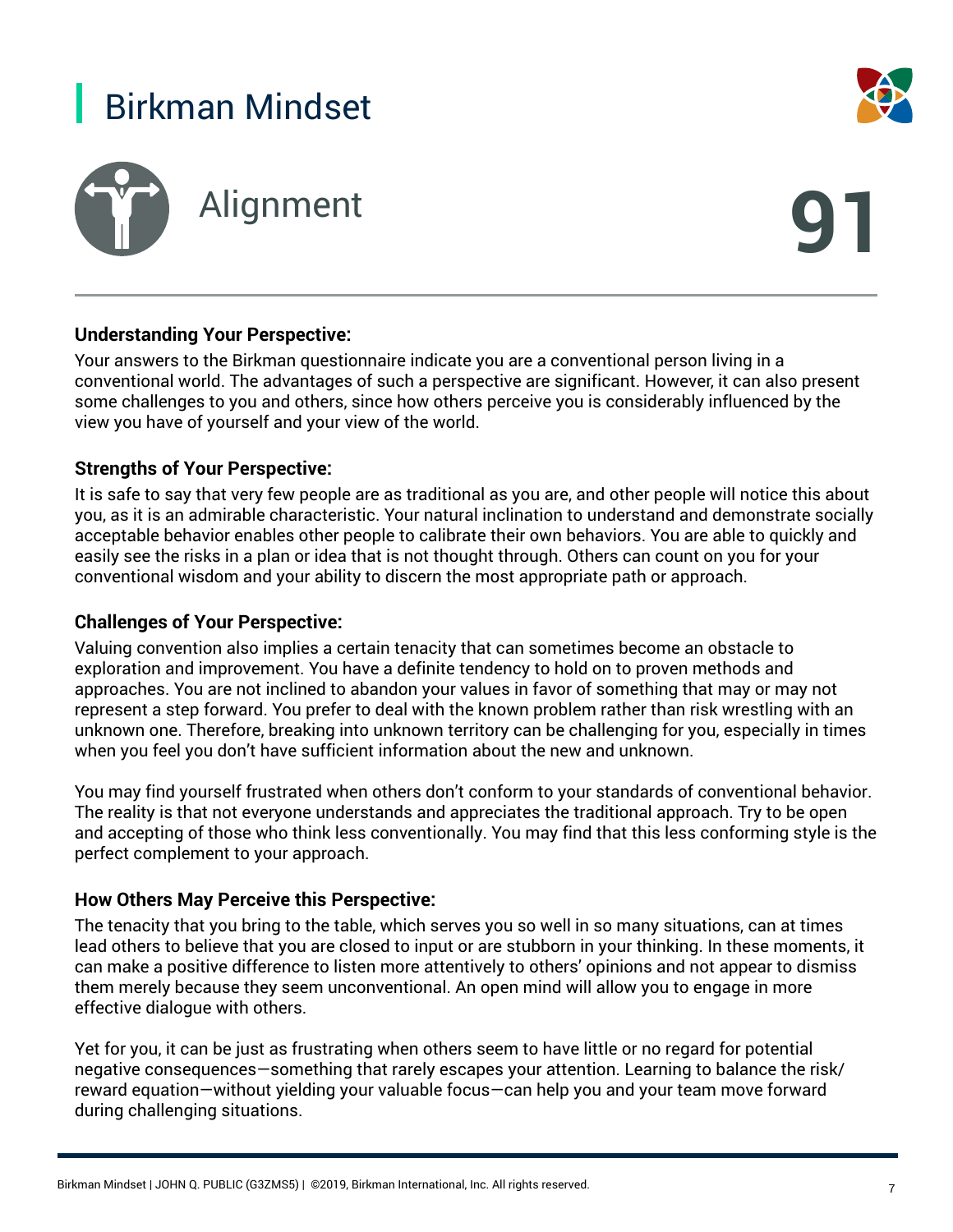# Birkman Mindset

## Alignment

**91**

### Understanding Your Perspective:

Your answers to the Birkman questionnaire indicate you are a conventional person living in a conventional world. The advantages of such a perspective are significant. However, it can also present some challenges to you and others, since how others perceive you is considerably influenced by the view you have of yourself and your view of the world.

### Strengths of Your Perspective:

It is safe to say that very few people are as traditional as you are, and other people will notice this about you, as it is an admirable characteristic. Your natural inclination to understand and demonstrate socially acceptable behavior enables other people to calibrate their own behaviors. You are able to quickly and easily see the risks in a plan or idea that is not thought through. Others can count on you for your conventional wisdom and your ability to discern the most appropriate path or approach.

### Challenges of Your Perspective:

Valuing convention also implies a certain tenacity that can sometimes become an obstacle to exploration and improvement. You have a definite tendency to hold on to proven methods and approaches. You are not inclined to abandon your values in favor of something that may or may not represent a step forward. You prefer to deal with the known problem rather than risk wrestling with an unknown one. Therefore, breaking into unknown territory can be challenging for you, especially in times when you feel you don't have sufficient information about the new and unknown.

You may find yourself frustrated when others don't conform to your standards of conventional behavior. The reality is that not everyone understands and appreciates the traditional approach. Try to be open and accepting of those who think less conventionally. You may find that this less conforming style is the perfect complement to your approach.

### How Others May Perceive this Perspective:

The tenacity that you bring to the table, which serves you so well in so many situations, can at times lead others to believe that you are closed to input or are stubborn in your thinking. In these moments, it can make a positive difference to listen more attentively to others' opinions and not appear to dismiss them merely because they seem unconventional. An open mind will allow you to engage in more effective dialogue with others.

Yet for you, it can be just as frustrating when others seem to have little or no regard for potential negative consequences—something that rarely escapes your attention. Learning to balance the risk/reward equation—without yielding your valuable focus—can help you and your team move forward during challenging situations.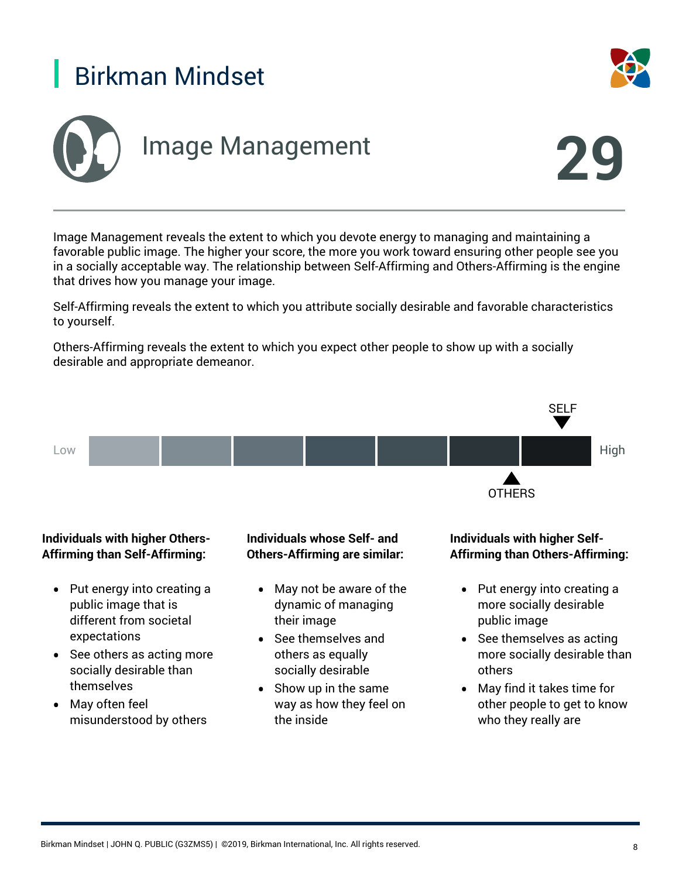# Birkman Mindset

## Image Management

**29**

Image Management reveals the extent to which you devote energy to managing and maintaining a favorable public image. The higher your score, the more you work toward ensuring other people see you in a socially acceptable way. The relationship between Self-Affirming and Others-Affirming is the engine that drives how you manage your image.

Self-Affirming reveals the extent to which you attribute socially desirable and favorable characteristics to yourself.

Others-Affirming reveals the extent to which you expect other people to show up with a socially desirable and appropriate demeanor.

SELF

Low — High

OTHERS

**Individuals with higher Others-Affirming than Self-Affirming:**

- Put energy into creating a public image that is different from societal expectations
- See others as acting more socially desirable than themselves
- May often feel misunderstood by others

**Individuals whose Self- and Others-Affirming are similar:**

- May not be aware of the dynamic of managing their image
- See themselves and others as equally socially desirable
- Show up in the same way as how they feel on the inside

**Individuals with higher Self-Affirming than Others-Affirming:**

- Put energy into creating a more socially desirable public image
- See themselves as acting more socially desirable than others
- May find it takes time for other people to get to know who they really are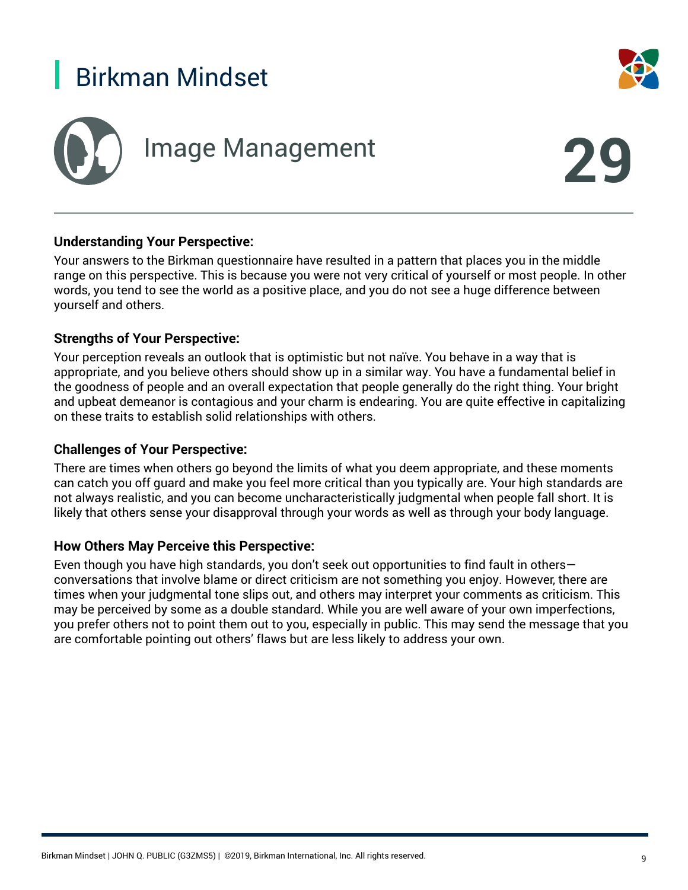# Birkman Mindset

## Image Management

**29**

### Understanding Your Perspective:

Your answers to the Birkman questionnaire have resulted in a pattern that places you in the middle range on this perspective. This is because you were not very critical of yourself or most people. In other words, you tend to see the world as a positive place, and you do not see a huge difference between yourself and others.

### Strengths of Your Perspective:

Your perception reveals an outlook that is optimistic but not naïve. You behave in a way that is appropriate, and you believe others should show up in a similar way. You have a fundamental belief in the goodness of people and an overall expectation that people generally do the right thing. Your bright and upbeat demeanor is contagious and your charm is endearing. You are quite effective in capitalizing on these traits to establish solid relationships with others.

### Challenges of Your Perspective:

There are times when others go beyond the limits of what you deem appropriate, and these moments can catch you off guard and make you feel more critical than you typically are. Your high standards are not always realistic, and you can become uncharacteristically judgmental when people fall short. It is likely that others sense your disapproval through your words as well as through your body language.

### How Others May Perceive this Perspective:

Even though you have high standards, you don't seek out opportunities to find fault in others—conversations that involve blame or direct criticism are not something you enjoy. However, there are times when your judgmental tone slips out, and others may interpret your comments as criticism. This may be perceived by some as a double standard. While you are well aware of your own imperfections, you prefer others not to point them out to you, especially in public. This may send the message that you are comfortable pointing out others' flaws but are less likely to address your own.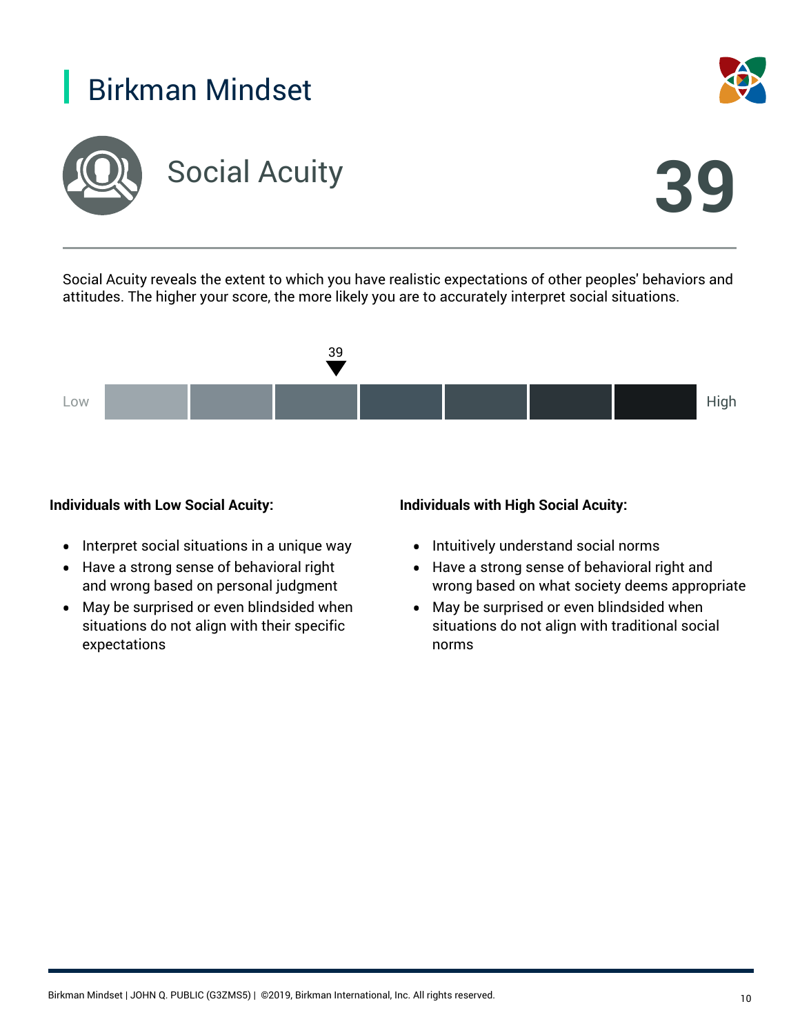# Birkman Mindset

## Social Acuity

**39**

Social Acuity reveals the extent to which you have realistic expectations of other peoples' behaviors and attitudes. The higher your score, the more likely you are to accurately interpret social situations.

39

Low High

**Individuals with Low Social Acuity:**

- Interpret social situations in a unique way
- Have a strong sense of behavioral right and wrong based on personal judgment
- May be surprised or even blindsided when situations do not align with their specific expectations

**Individuals with High Social Acuity:**

- Intuitively understand social norms
- Have a strong sense of behavioral right and wrong based on what society deems appropriate
- May be surprised or even blindsided when situations do not align with traditional social norms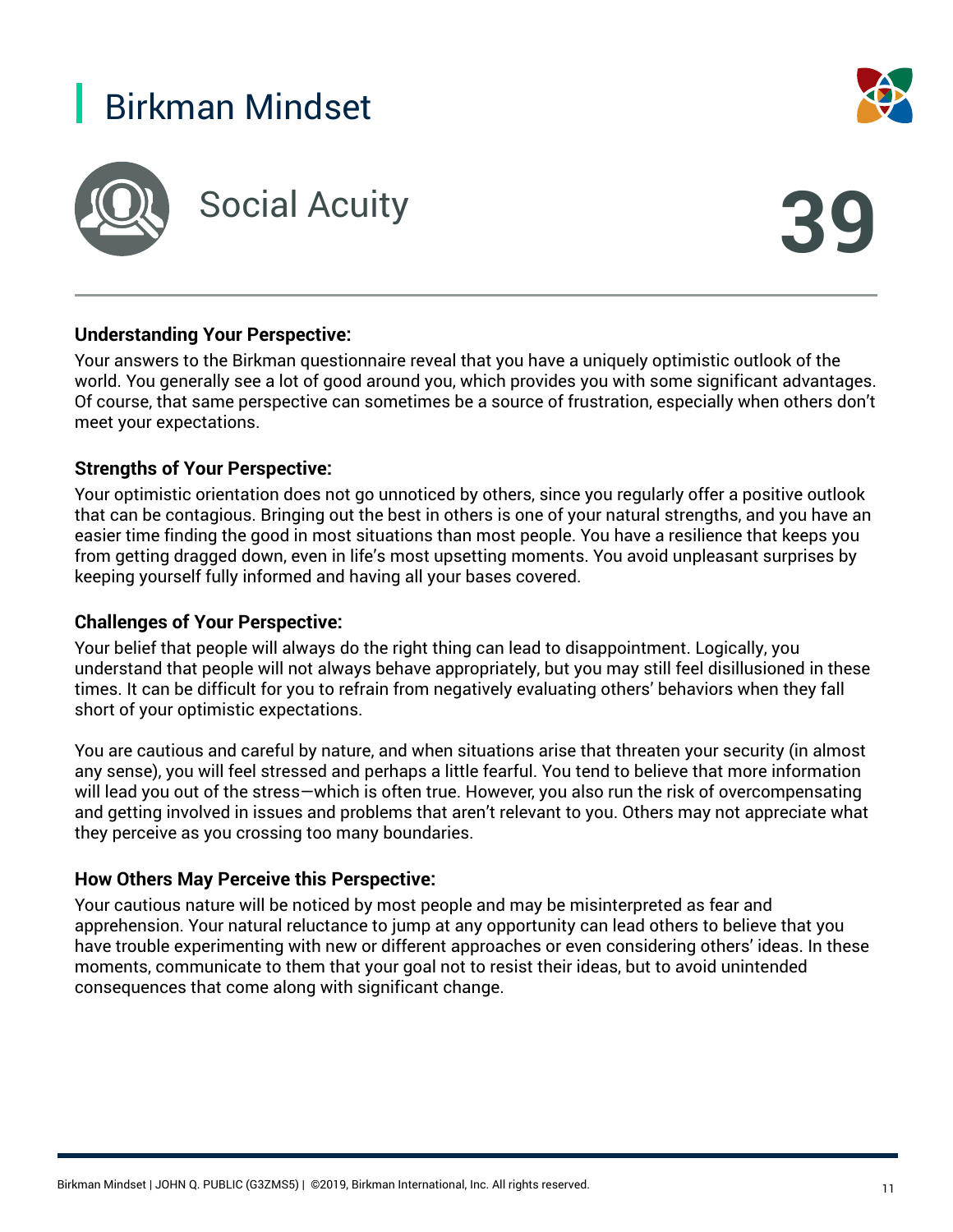# Birkman Mindset

## Social Acuity

**39**

**Understanding Your Perspective:**

Your answers to the Birkman questionnaire reveal that you have a uniquely optimistic outlook of the world. You generally see a lot of good around you, which provides you with some significant advantages. Of course, that same perspective can sometimes be a source of frustration, especially when others don't meet your expectations.

**Strengths of Your Perspective:**

Your optimistic orientation does not go unnoticed by others, since you regularly offer a positive outlook that can be contagious. Bringing out the best in others is one of your natural strengths, and you have an easier time finding the good in most situations than most people. You have a resilience that keeps you from getting dragged down, even in life's most upsetting moments. You avoid unpleasant surprises by keeping yourself fully informed and having all your bases covered.

**Challenges of Your Perspective:**

Your belief that people will always do the right thing can lead to disappointment. Logically, you understand that people will not always behave appropriately, but you may still feel disillusioned in these times. It can be difficult for you to refrain from negatively evaluating others' behaviors when they fall short of your optimistic expectations.

You are cautious and careful by nature, and when situations arise that threaten your security (in almost any sense), you will feel stressed and perhaps a little fearful. You tend to believe that more information will lead you out of the stress—which is often true. However, you also run the risk of overcompensating and getting involved in issues and problems that aren't relevant to you. Others may not appreciate what they perceive as you crossing too many boundaries.

**How Others May Perceive this Perspective:**

Your cautious nature will be noticed by most people and may be misinterpreted as fear and apprehension. Your natural reluctance to jump at any opportunity can lead others to believe that you have trouble experimenting with new or different approaches or even considering others' ideas. In these moments, communicate to them that your goal not to resist their ideas, but to avoid unintended consequences that come along with significant change.